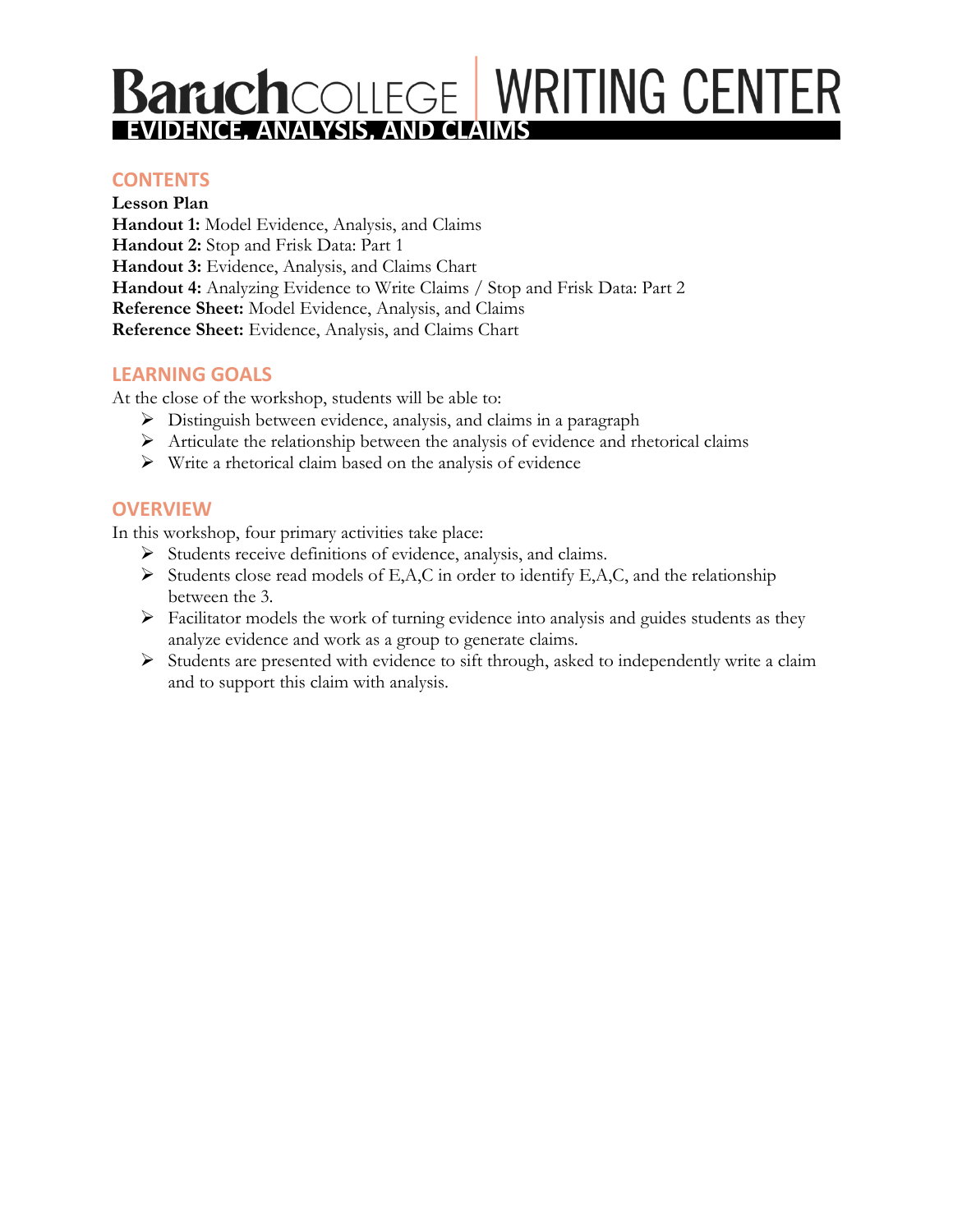# Baruch COLLEGE | WRITING CENTER

## EVIDENCE, ANALYSIS, AND CLAIMS

### CONTENTS

**Lesson Plan**
**Handout 1:** Model Evidence, Analysis, and Claims
**Handout 2:** Stop and Frisk Data: Part 1
**Handout 3:** Evidence, Analysis, and Claims Chart
**Handout 4:** Analyzing Evidence to Write Claims / Stop and Frisk Data: Part 2
**Reference Sheet:** Model Evidence, Analysis, and Claims
**Reference Sheet:** Evidence, Analysis, and Claims Chart

### LEARNING GOALS

At the close of the workshop, students will be able to:

- Distinguish between evidence, analysis, and claims in a paragraph
- Articulate the relationship between the analysis of evidence and rhetorical claims
- Write a rhetorical claim based on the analysis of evidence

### OVERVIEW

In this workshop, four primary activities take place:

- Students receive definitions of evidence, analysis, and claims.
- Students close read models of E,A,C in order to identify E,A,C, and the relationship between the 3.
- Facilitator models the work of turning evidence into analysis and guides students as they analyze evidence and work as a group to generate claims.
- Students are presented with evidence to sift through, asked to independently write a claim and to support this claim with analysis.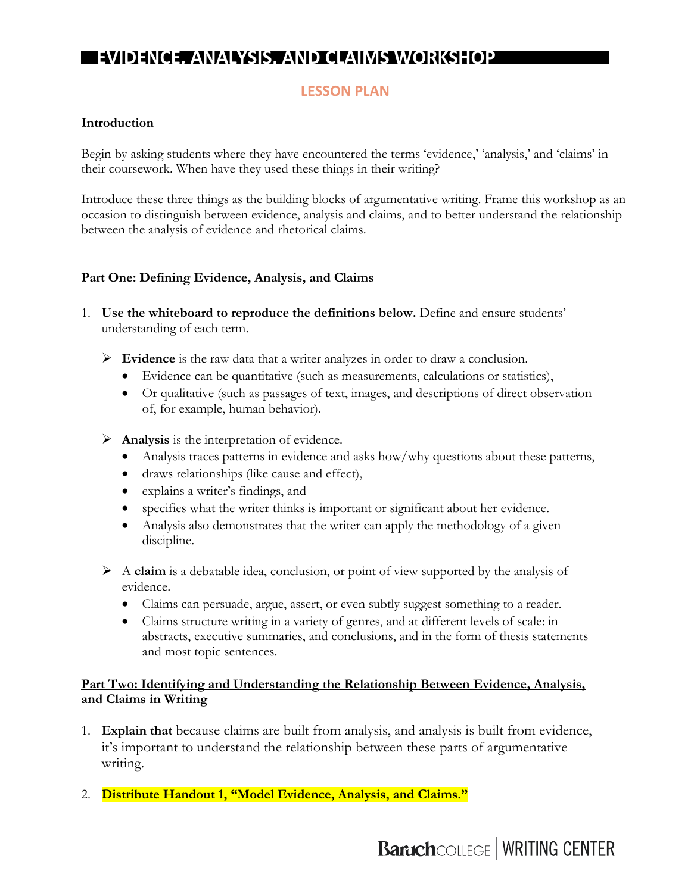# EVIDENCE, ANALYSIS, AND CLAIMS WORKSHOP

## LESSON PLAN

**Introduction**

Begin by asking students where they have encountered the terms 'evidence,' 'analysis,' and 'claims' in their coursework. When have they used these things in their writing?

Introduce these three things as the building blocks of argumentative writing. Frame this workshop as an occasion to distinguish between evidence, analysis and claims, and to better understand the relationship between the analysis of evidence and rhetorical claims.

**Part One: Defining Evidence, Analysis, and Claims**

1. **Use the whiteboard to reproduce the definitions below.** Define and ensure students' understanding of each term.

   - **Evidence** is the raw data that a writer analyzes in order to draw a conclusion.
     - Evidence can be quantitative (such as measurements, calculations or statistics),
     - Or qualitative (such as passages of text, images, and descriptions of direct observation of, for example, human behavior).
   - **Analysis** is the interpretation of evidence.
     - Analysis traces patterns in evidence and asks how/why questions about these patterns,
     - draws relationships (like cause and effect),
     - explains a writer's findings, and
     - specifies what the writer thinks is important or significant about her evidence.
     - Analysis also demonstrates that the writer can apply the methodology of a given discipline.
   - A **claim** is a debatable idea, conclusion, or point of view supported by the analysis of evidence.
     - Claims can persuade, argue, assert, or even subtly suggest something to a reader.
     - Claims structure writing in a variety of genres, and at different levels of scale: in abstracts, executive summaries, and conclusions, and in the form of thesis statements and most topic sentences.

**Part Two: Identifying and Understanding the Relationship Between Evidence, Analysis, and Claims in Writing**

1. **Explain that** because claims are built from analysis, and analysis is built from evidence, it's important to understand the relationship between these parts of argumentative writing.

2. **Distribute Handout 1, "Model Evidence, Analysis, and Claims."**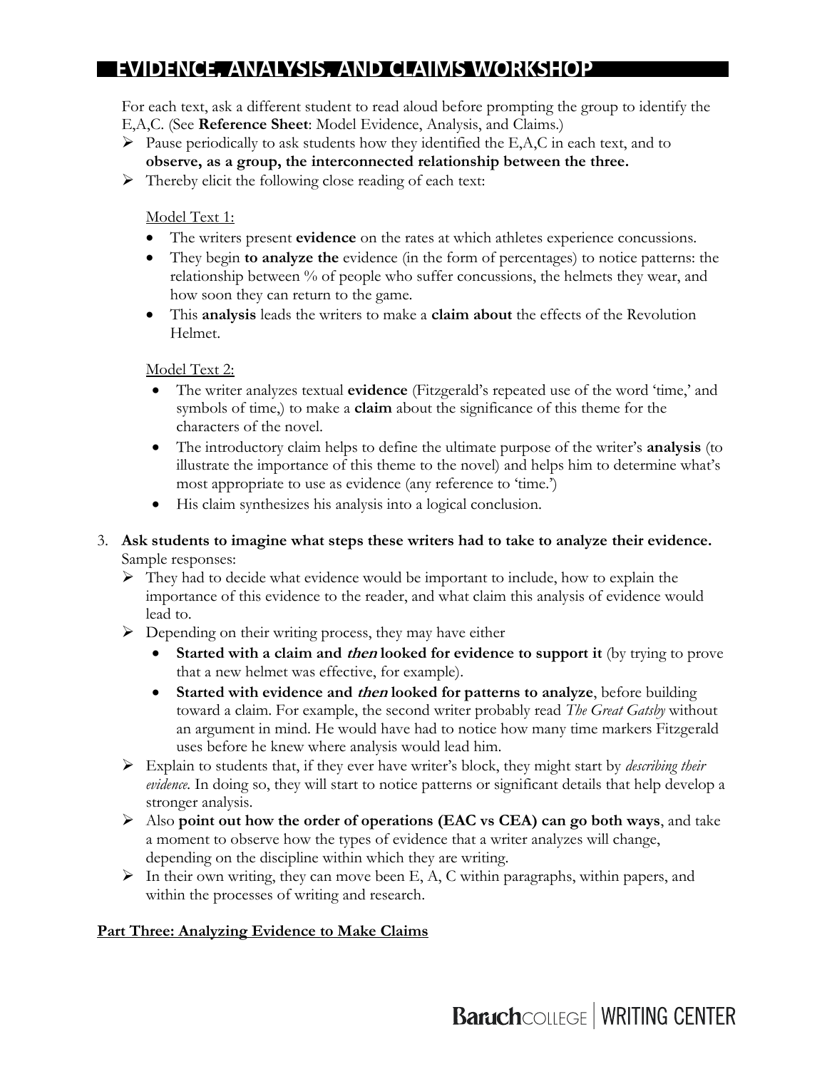# EVIDENCE, ANALYSIS, AND CLAIMS WORKSHOP

For each text, ask a different student to read aloud before prompting the group to identify the E,A,C. (See **Reference Sheet**: Model Evidence, Analysis, and Claims.)

- Pause periodically to ask students how they identified the E,A,C in each text, and to **observe, as a group, the interconnected relationship between the three.**
- Thereby elicit the following close reading of each text:

  Model Text 1:

  - The writers present **evidence** on the rates at which athletes experience concussions.
  - They begin **to analyze the** evidence (in the form of percentages) to notice patterns: the relationship between % of people who suffer concussions, the helmets they wear, and how soon they can return to the game.
  - This **analysis** leads the writers to make a **claim about** the effects of the Revolution Helmet.

  Model Text 2:

  - The writer analyzes textual **evidence** (Fitzgerald's repeated use of the word 'time,' and symbols of time,) to make a **claim** about the significance of this theme for the characters of the novel.
  - The introductory claim helps to define the ultimate purpose of the writer's **analysis** (to illustrate the importance of this theme to the novel) and helps him to determine what's most appropriate to use as evidence (any reference to 'time.')
  - His claim synthesizes his analysis into a logical conclusion.

3. **Ask students to imagine what steps these writers had to take to analyze their evidence.** Sample responses:
   - They had to decide what evidence would be important to include, how to explain the importance of this evidence to the reader, and what claim this analysis of evidence would lead to.
   - Depending on their writing process, they may have either
     - **Started with a claim and *then* looked for evidence to support it** (by trying to prove that a new helmet was effective, for example).
     - **Started with evidence and *then* looked for patterns to analyze**, before building toward a claim. For example, the second writer probably read *The Great Gatsby* without an argument in mind. He would have had to notice how many time markers Fitzgerald uses before he knew where analysis would lead him.
   - Explain to students that, if they ever have writer's block, they might start by *describing their evidence*. In doing so, they will start to notice patterns or significant details that help develop a stronger analysis.
   - Also **point out how the order of operations (EAC vs CEA) can go both ways**, and take a moment to observe how the types of evidence that a writer analyzes will change, depending on the discipline within which they are writing.
   - In their own writing, they can move been E, A, C within paragraphs, within papers, and within the processes of writing and research.

**Part Three: Analyzing Evidence to Make Claims**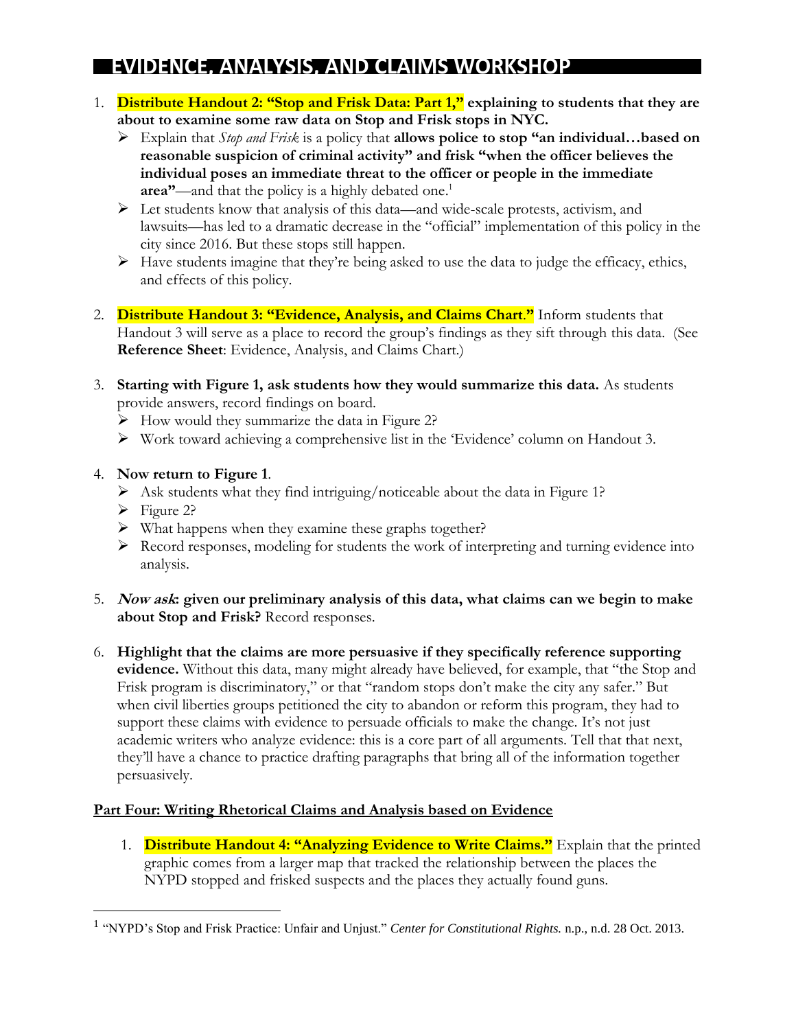# EVIDENCE, ANALYSIS, AND CLAIMS WORKSHOP

1. **Distribute Handout 2: "Stop and Frisk Data: Part 1," explaining to students that they are about to examine some raw data on Stop and Frisk stops in NYC.**
   - Explain that *Stop and Frisk* is a policy that **allows police to stop "an individual…based on reasonable suspicion of criminal activity" and frisk "when the officer believes the individual poses an immediate threat to the officer or people in the immediate area"**—and that the policy is a highly debated one.[1]
   - Let students know that analysis of this data—and wide-scale protests, activism, and lawsuits—has led to a dramatic decrease in the "official" implementation of this policy in the city since 2016. But these stops still happen.
   - Have students imagine that they're being asked to use the data to judge the efficacy, ethics, and effects of this policy.

2. **Distribute Handout 3: "Evidence, Analysis, and Claims Chart."** Inform students that Handout 3 will serve as a place to record the group's findings as they sift through this data. (See **Reference Sheet**: Evidence, Analysis, and Claims Chart.)

3. **Starting with Figure 1, ask students how they would summarize this data.** As students provide answers, record findings on board.
   - How would they summarize the data in Figure 2?
   - Work toward achieving a comprehensive list in the 'Evidence' column on Handout 3.

4. **Now return to Figure 1**.
   - Ask students what they find intriguing/noticeable about the data in Figure 1?
   - Figure 2?
   - What happens when they examine these graphs together?
   - Record responses, modeling for students the work of interpreting and turning evidence into analysis.

5. ***Now ask*: given our preliminary analysis of this data, what claims can we begin to make about Stop and Frisk?** Record responses.

6. **Highlight that the claims are more persuasive if they specifically reference supporting evidence.** Without this data, many might already have believed, for example, that "the Stop and Frisk program is discriminatory," or that "random stops don't make the city any safer." But when civil liberties groups petitioned the city to abandon or reform this program, they had to support these claims with evidence to persuade officials to make the change. It's not just academic writers who analyze evidence: this is a core part of all arguments. Tell that that next, they'll have a chance to practice drafting paragraphs that bring all of the information together persuasively.

**Part Four: Writing Rhetorical Claims and Analysis based on Evidence**

1. **Distribute Handout 4: "Analyzing Evidence to Write Claims."** Explain that the printed graphic comes from a larger map that tracked the relationship between the places the NYPD stopped and frisked suspects and the places they actually found guns.

---

[1] "NYPD's Stop and Frisk Practice: Unfair and Unjust." *Center for Constitutional Rights.* n.p., n.d. 28 Oct. 2013.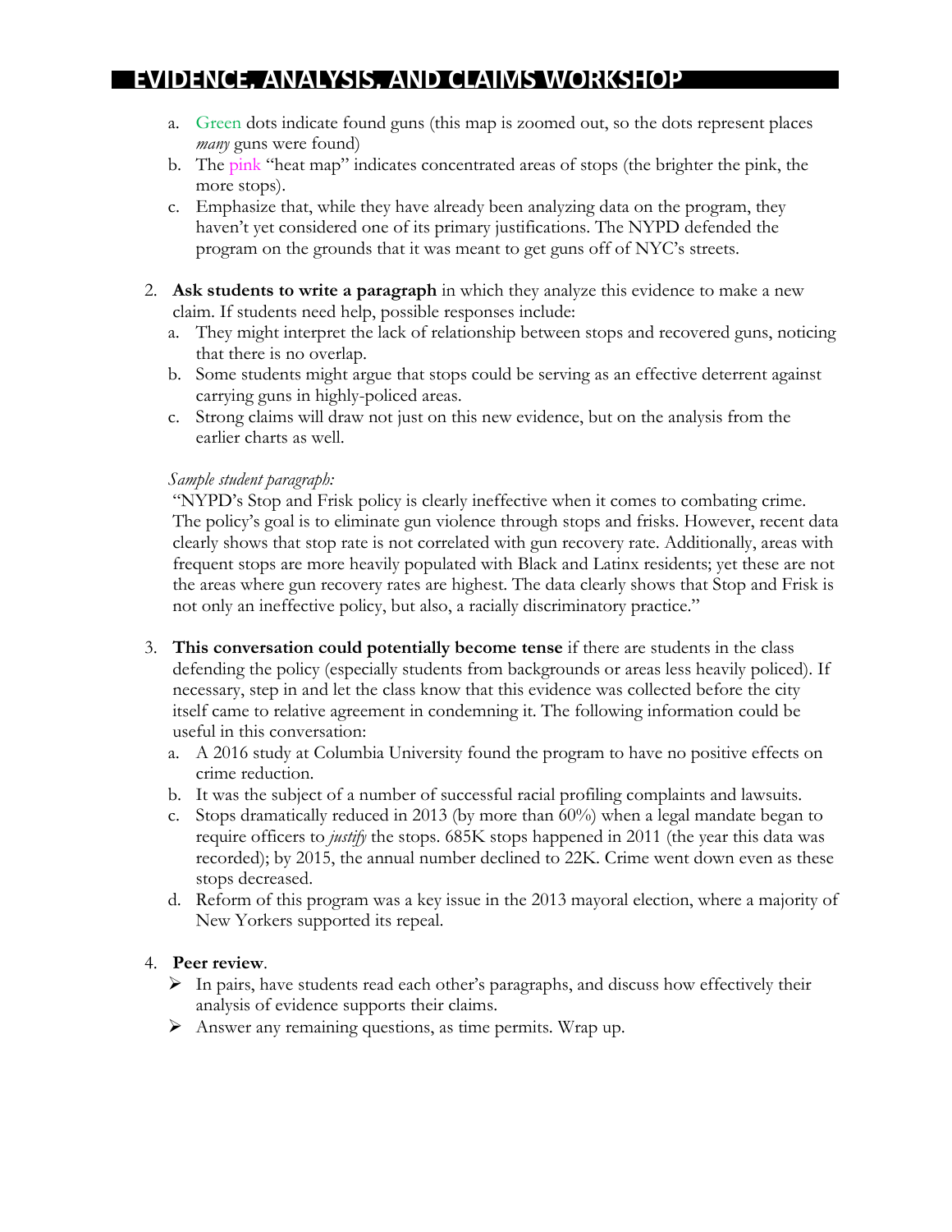a. Green dots indicate found guns (this map is zoomed out, so the dots represent places *many* guns were found)
b. The pink "heat map" indicates concentrated areas of stops (the brighter the pink, the more stops).
c. Emphasize that, while they have already been analyzing data on the program, they haven't yet considered one of its primary justifications. The NYPD defended the program on the grounds that it was meant to get guns off of NYC's streets.

2. **Ask students to write a paragraph** in which they analyze this evidence to make a new claim. If students need help, possible responses include:
   a. They might interpret the lack of relationship between stops and recovered guns, noticing that there is no overlap.
   b. Some students might argue that stops could be serving as an effective deterrent against carrying guns in highly-policed areas.
   c. Strong claims will draw not just on this new evidence, but on the analysis from the earlier charts as well.

   *Sample student paragraph:*
   "NYPD's Stop and Frisk policy is clearly ineffective when it comes to combating crime. The policy's goal is to eliminate gun violence through stops and frisks. However, recent data clearly shows that stop rate is not correlated with gun recovery rate. Additionally, areas with frequent stops are more heavily populated with Black and Latinx residents; yet these are not the areas where gun recovery rates are highest. The data clearly shows that Stop and Frisk is not only an ineffective policy, but also, a racially discriminatory practice."

3. **This conversation could potentially become tense** if there are students in the class defending the policy (especially students from backgrounds or areas less heavily policed). If necessary, step in and let the class know that this evidence was collected before the city itself came to relative agreement in condemning it. The following information could be useful in this conversation:
   a. A 2016 study at Columbia University found the program to have no positive effects on crime reduction.
   b. It was the subject of a number of successful racial profiling complaints and lawsuits.
   c. Stops dramatically reduced in 2013 (by more than 60%) when a legal mandate began to require officers to *justify* the stops. 685K stops happened in 2011 (the year this data was recorded); by 2015, the annual number declined to 22K. Crime went down even as these stops decreased.
   d. Reform of this program was a key issue in the 2013 mayoral election, where a majority of New Yorkers supported its repeal.

4. **Peer review**.
   - In pairs, have students read each other's paragraphs, and discuss how effectively their analysis of evidence supports their claims.
   - Answer any remaining questions, as time permits. Wrap up.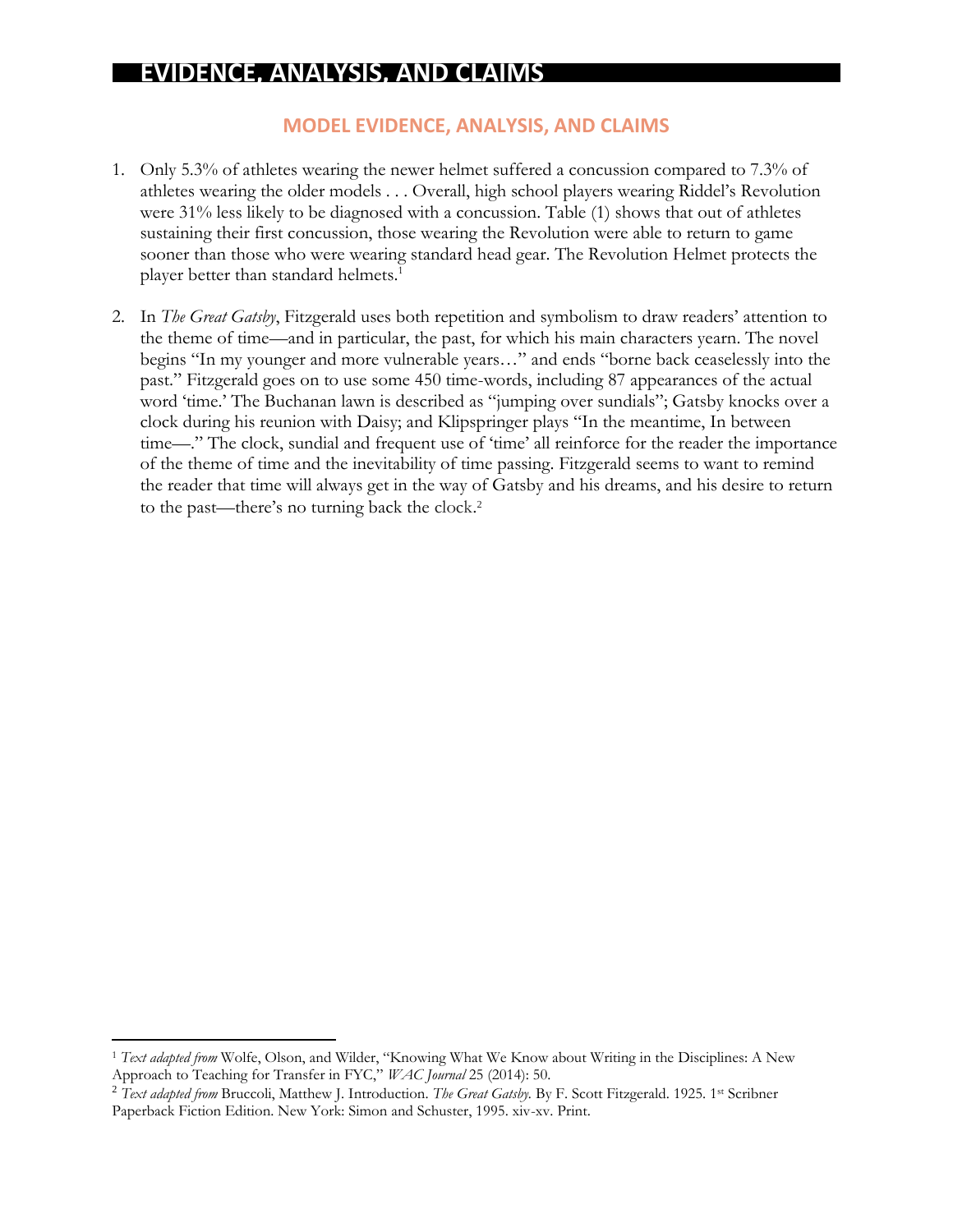# EVIDENCE, ANALYSIS, AND CLAIMS

## MODEL EVIDENCE, ANALYSIS, AND CLAIMS

1. Only 5.3% of athletes wearing the newer helmet suffered a concussion compared to 7.3% of athletes wearing the older models . . . Overall, high school players wearing Riddel's Revolution were 31% less likely to be diagnosed with a concussion. Table (1) shows that out of athletes sustaining their first concussion, those wearing the Revolution were able to return to game sooner than those who were wearing standard head gear. The Revolution Helmet protects the player better than standard helmets.[1]

2. In *The Great Gatsby*, Fitzgerald uses both repetition and symbolism to draw readers' attention to the theme of time—and in particular, the past, for which his main characters yearn. The novel begins "In my younger and more vulnerable years…" and ends "borne back ceaselessly into the past." Fitzgerald goes on to use some 450 time-words, including 87 appearances of the actual word 'time.' The Buchanan lawn is described as "jumping over sundials"; Gatsby knocks over a clock during his reunion with Daisy; and Klipspringer plays "In the meantime, In between time—." The clock, sundial and frequent use of 'time' all reinforce for the reader the importance of the theme of time and the inevitability of time passing. Fitzgerald seems to want to remind the reader that time will always get in the way of Gatsby and his dreams, and his desire to return to the past—there's no turning back the clock.[2]

---

[1] *Text adapted from* Wolfe, Olson, and Wilder, "Knowing What We Know about Writing in the Disciplines: A New Approach to Teaching for Transfer in FYC," *WAC Journal* 25 (2014): 50.

[2] *Text adapted from* Bruccoli, Matthew J. Introduction. *The Great Gatsby.* By F. Scott Fitzgerald. 1925. 1st Scribner Paperback Fiction Edition. New York: Simon and Schuster, 1995. xiv-xv. Print.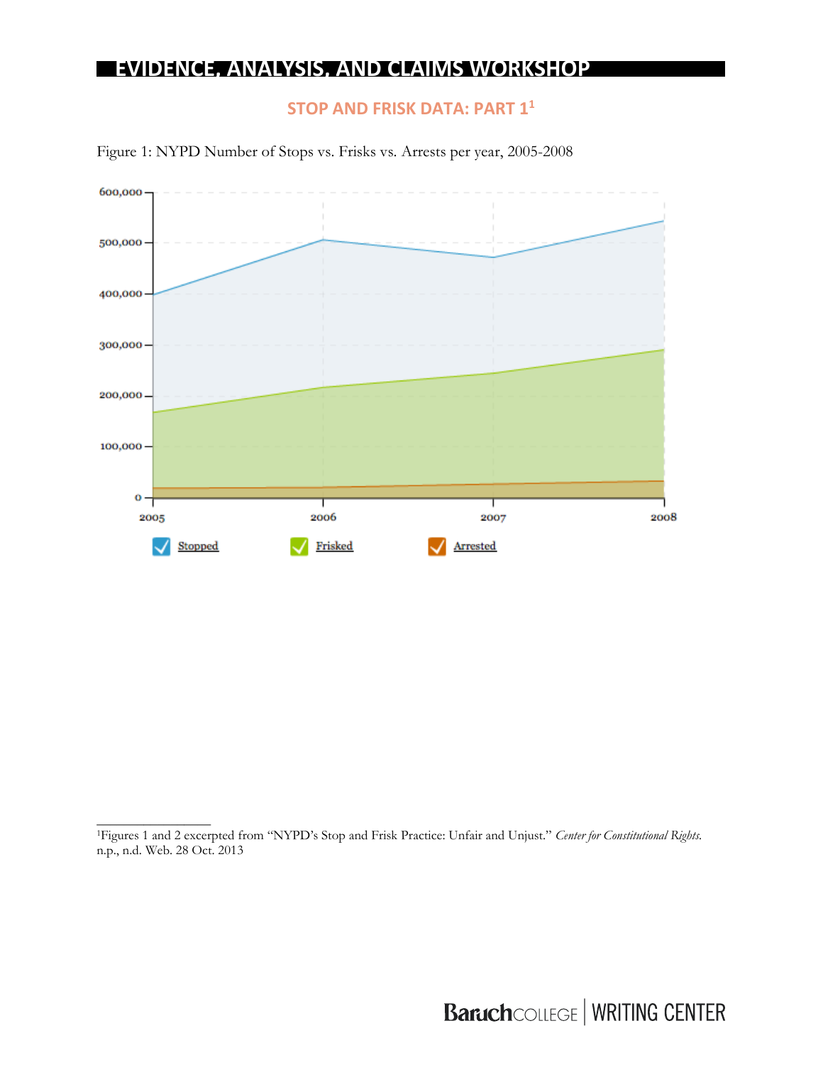# EVIDENCE, ANALYSIS, AND CLAIMS WORKSHOP

## STOP AND FRISK DATA: PART 1[1]

Figure 1: NYPD Number of Stops vs. Frisks vs. Arrests per year, 2005-2008

[1]Figures 1 and 2 excerpted from "NYPD's Stop and Frisk Practice: Unfair and Unjust." *Center for Constitutional Rights.* n.p., n.d. Web. 28 Oct. 2013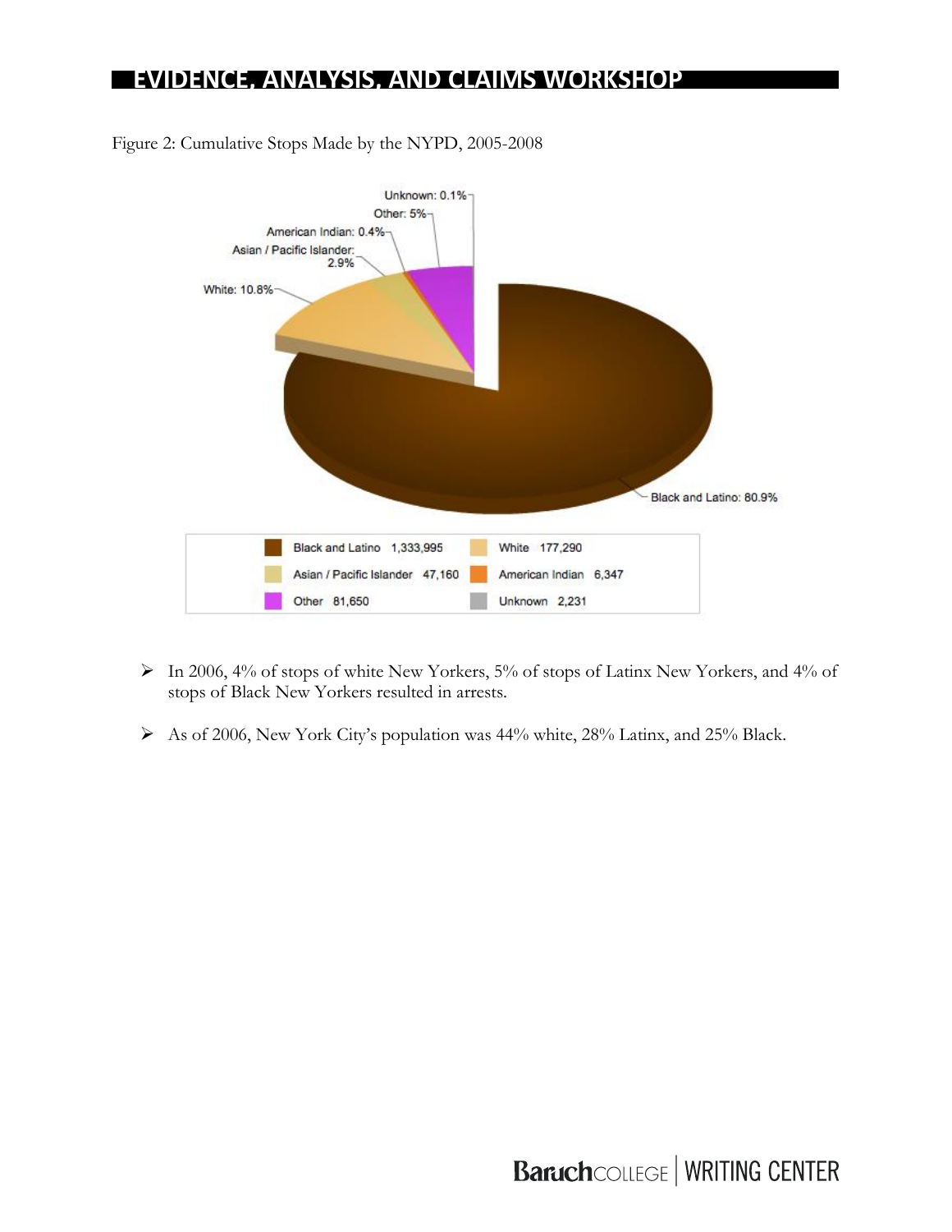Figure 2: Cumulative Stops Made by the NYPD, 2005-2008

| Group | Stops | Percentage |
|---|---|---|
| Black and Latino | 1,333,995 | 80.9% |
| White | 177,290 | 10.8% |
| Asian / Pacific Islander | 47,160 | 2.9% |
| American Indian | 6,347 | 0.4% |
| Other | 81,650 | 5% |
| Unknown | 2,231 | 0.1% |

- In 2006, 4% of stops of white New Yorkers, 5% of stops of Latinx New Yorkers, and 4% of stops of Black New Yorkers resulted in arrests.
- As of 2006, New York City's population was 44% white, 28% Latinx, and 25% Black.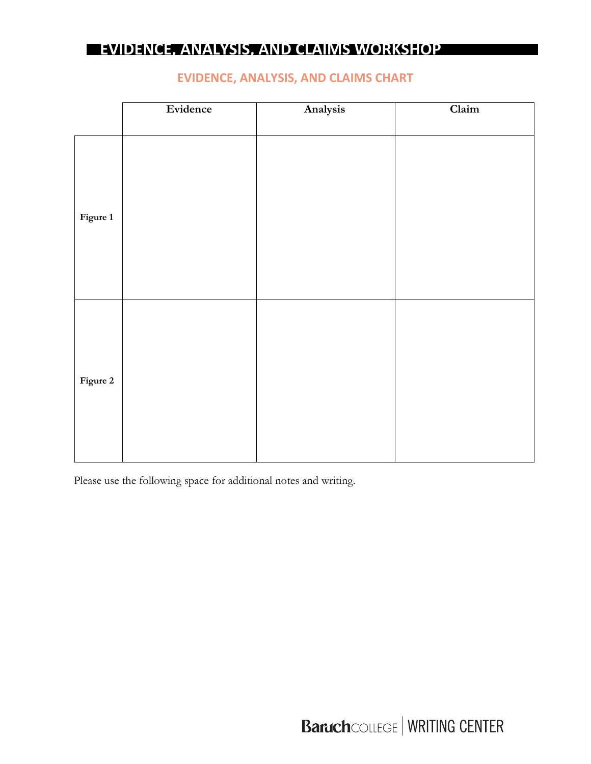# EVIDENCE, ANALYSIS, AND CLAIMS WORKSHOP

## EVIDENCE, ANALYSIS, AND CLAIMS CHART

| | Evidence | Analysis | Claim |
|---|---|---|---|
| **Figure 1** | | | |
| **Figure 2** | | | |

Please use the following space for additional notes and writing.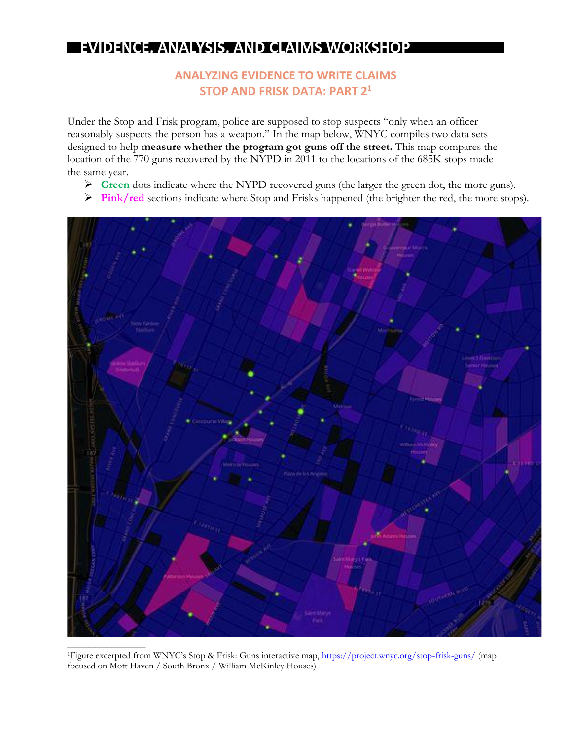# EVIDENCE, ANALYSIS, AND CLAIMS WORKSHOP

## ANALYZING EVIDENCE TO WRITE CLAIMS
## STOP AND FRISK DATA: PART 2[1]

Under the Stop and Frisk program, police are supposed to stop suspects "only when an officer reasonably suspects the person has a weapon." In the map below, WNYC compiles two data sets designed to help **measure whether the program got guns off the street.** This map compares the location of the 770 guns recovered by the NYPD in 2011 to the locations of the 685K stops made the same year.

- **Green** dots indicate where the NYPD recovered guns (the larger the green dot, the more guns).
- **Pink/red** sections indicate where Stop and Frisks happened (the brighter the red, the more stops).

[1]Figure excerpted from WNYC's Stop & Frisk: Guns interactive map, https://project.wnyc.org/stop-frisk-guns/ (map focused on Mott Haven / South Bronx / William McKinley Houses)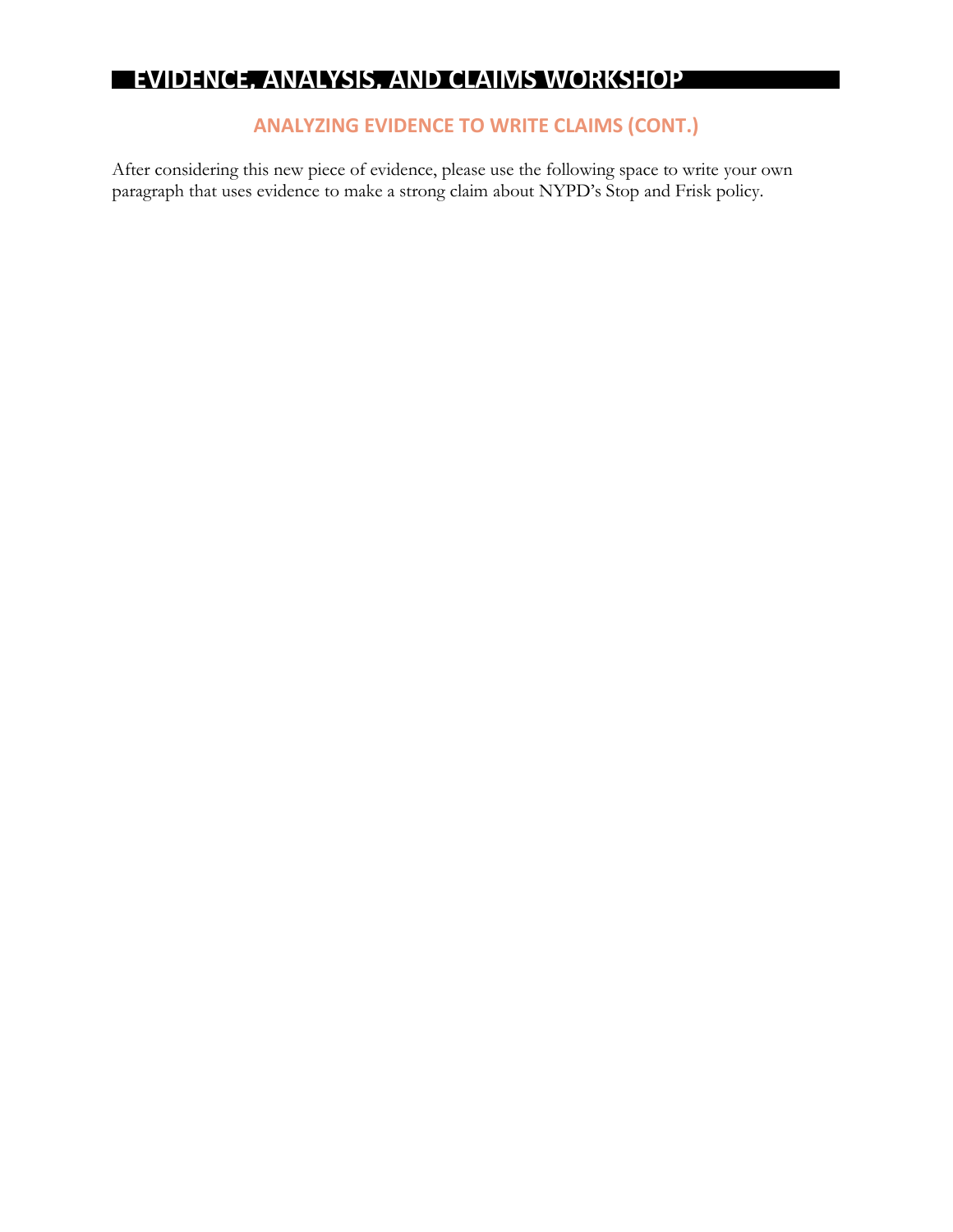# EVIDENCE, ANALYSIS, AND CLAIMS WORKSHOP

## ANALYZING EVIDENCE TO WRITE CLAIMS (CONT.)

After considering this new piece of evidence, please use the following space to write your own paragraph that uses evidence to make a strong claim about NYPD's Stop and Frisk policy.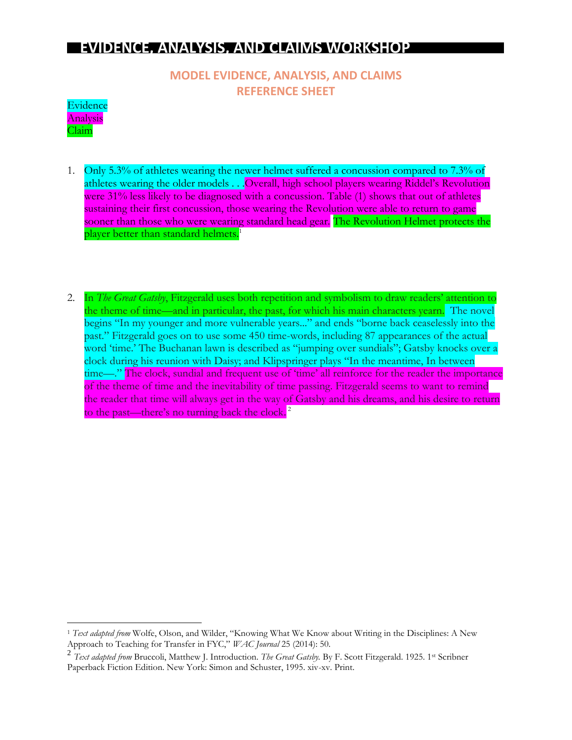# EVIDENCE, ANALYSIS, AND CLAIMS WORKSHOP

## MODEL EVIDENCE, ANALYSIS, AND CLAIMS REFERENCE SHEET

Evidence
Analysis
Claim

1. Only 5.3% of athletes wearing the newer helmet suffered a concussion compared to 7.3% of athletes wearing the older models . . .Overall, high school players wearing Riddel's Revolution were 31% less likely to be diagnosed with a concussion. Table (1) shows that out of athletes sustaining their first concussion, those wearing the Revolution were able to return to game sooner than those who were wearing standard head gear. The Revolution Helmet protects the player better than standard helmets.[1]

2. In *The Great Gatsby*, Fitzgerald uses both repetition and symbolism to draw readers' attention to the theme of time—and in particular, the past, for which his main characters yearn. The novel begins "In my younger and more vulnerable years..." and ends "borne back ceaselessly into the past." Fitzgerald goes on to use some 450 time-words, including 87 appearances of the actual word 'time.' The Buchanan lawn is described as "jumping over sundials"; Gatsby knocks over a clock during his reunion with Daisy; and Klipspringer plays "In the meantime, In between time—." The clock, sundial and frequent use of 'time' all reinforce for the reader the importance of the theme of time and the inevitability of time passing. Fitzgerald seems to want to remind the reader that time will always get in the way of Gatsby and his dreams, and his desire to return to the past—there's no turning back the clock.[2]

---

[1] *Text adapted from* Wolfe, Olson, and Wilder, "Knowing What We Know about Writing in the Disciplines: A New Approach to Teaching for Transfer in FYC," *WAC Journal* 25 (2014): 50.

[2] *Text adapted from* Bruccoli, Matthew J. Introduction. *The Great Gatsby.* By F. Scott Fitzgerald. 1925. 1st Scribner Paperback Fiction Edition. New York: Simon and Schuster, 1995. xiv-xv. Print.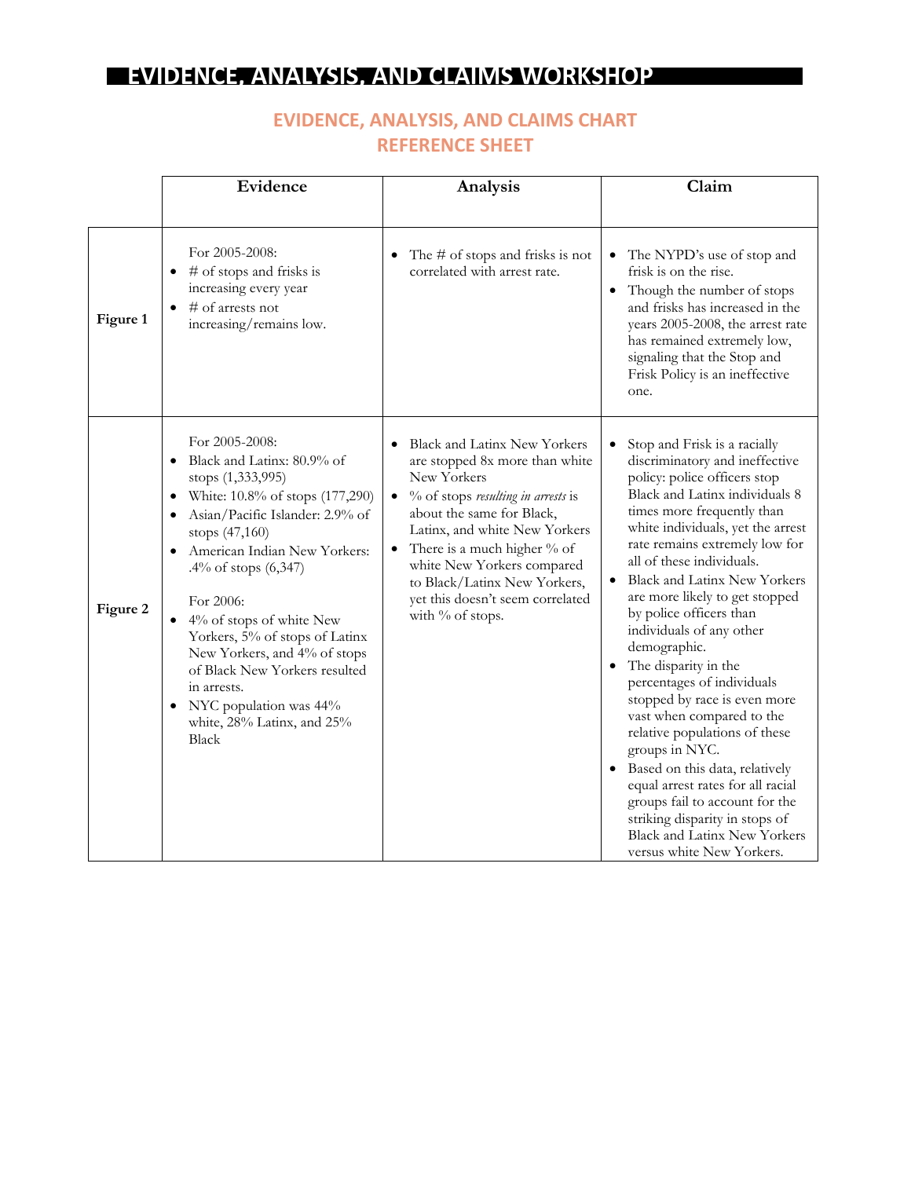# EVIDENCE, ANALYSIS, AND CLAIMS WORKSHOP

## EVIDENCE, ANALYSIS, AND CLAIMS CHART REFERENCE SHEET

| | Evidence | Analysis | Claim |
|---|---|---|---|
| **Figure 1** | For 2005-2008:<br>• # of stops and frisks is increasing every year<br>• # of arrests not increasing/remains low. | • The # of stops and frisks is not correlated with arrest rate. | • The NYPD's use of stop and frisk is on the rise.<br>• Though the number of stops and frisks has increased in the years 2005-2008, the arrest rate has remained extremely low, signaling that the Stop and Frisk Policy is an ineffective one. |
| **Figure 2** | For 2005-2008:<br>• Black and Latinx: 80.9% of stops (1,333,995)<br>• White: 10.8% of stops (177,290)<br>• Asian/Pacific Islander: 2.9% of stops (47,160)<br>• American Indian New Yorkers: .4% of stops (6,347)<br><br>For 2006:<br>• 4% of stops of white New Yorkers, 5% of stops of Latinx New Yorkers, and 4% of stops of Black New Yorkers resulted in arrests.<br>• NYC population was 44% white, 28% Latinx, and 25% Black | • Black and Latinx New Yorkers are stopped 8x more than white New Yorkers<br>• % of stops *resulting in arrests* is about the same for Black, Latinx, and white New Yorkers<br>• There is a much higher % of white New Yorkers compared to Black/Latinx New Yorkers, yet this doesn't seem correlated with % of stops. | • Stop and Frisk is a racially discriminatory and ineffective policy: police officers stop Black and Latinx individuals 8 times more frequently than white individuals, yet the arrest rate remains extremely low for all of these individuals.<br>• Black and Latinx New Yorkers are more likely to get stopped by police officers than individuals of any other demographic.<br>• The disparity in the percentages of individuals stopped by race is even more vast when compared to the relative populations of these groups in NYC.<br>• Based on this data, relatively equal arrest rates for all racial groups fail to account for the striking disparity in stops of Black and Latinx New Yorkers versus white New Yorkers. |